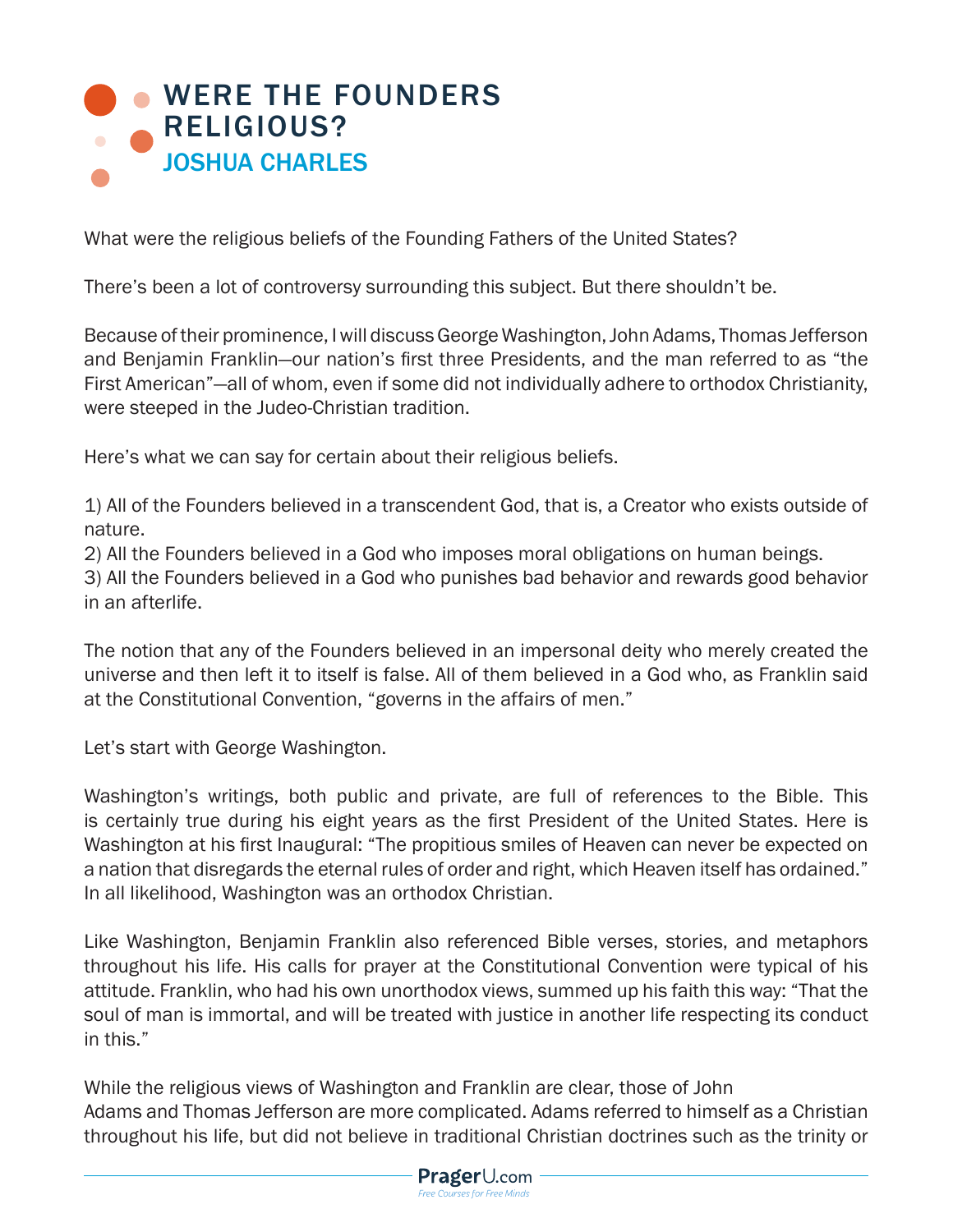# WERE THE FOUNDERS RELIGIOUS?

## JOSHUA CHARLES

What were the religious beliefs of the Founding Fathers of the United States?

There's been a lot of controversy surrounding this subject. But there shouldn't be.

Because of their prominence, I will discuss George Washington, John Adams, Thomas Jefferson and Benjamin Franklin—our nation's first three Presidents, and the man referred to as "the First American"—all of whom, even if some did not individually adhere to orthodox Christianity, were steeped in the Judeo-Christian tradition.

Here's what we can say for certain about their religious beliefs.

1) All of the Founders believed in a transcendent God, that is, a Creator who exists outside of nature.
2) All the Founders believed in a God who imposes moral obligations on human beings.
3) All the Founders believed in a God who punishes bad behavior and rewards good behavior in an afterlife.

The notion that any of the Founders believed in an impersonal deity who merely created the universe and then left it to itself is false. All of them believed in a God who, as Franklin said at the Constitutional Convention, "governs in the affairs of men."

Let's start with George Washington.

Washington's writings, both public and private, are full of references to the Bible. This is certainly true during his eight years as the first President of the United States. Here is Washington at his first Inaugural: "The propitious smiles of Heaven can never be expected on a nation that disregards the eternal rules of order and right, which Heaven itself has ordained." In all likelihood, Washington was an orthodox Christian.

Like Washington, Benjamin Franklin also referenced Bible verses, stories, and metaphors throughout his life. His calls for prayer at the Constitutional Convention were typical of his attitude. Franklin, who had his own unorthodox views, summed up his faith this way: "That the soul of man is immortal, and will be treated with justice in another life respecting its conduct in this."

While the religious views of Washington and Franklin are clear, those of John Adams and Thomas Jefferson are more complicated. Adams referred to himself as a Christian throughout his life, but did not believe in traditional Christian doctrines such as the trinity or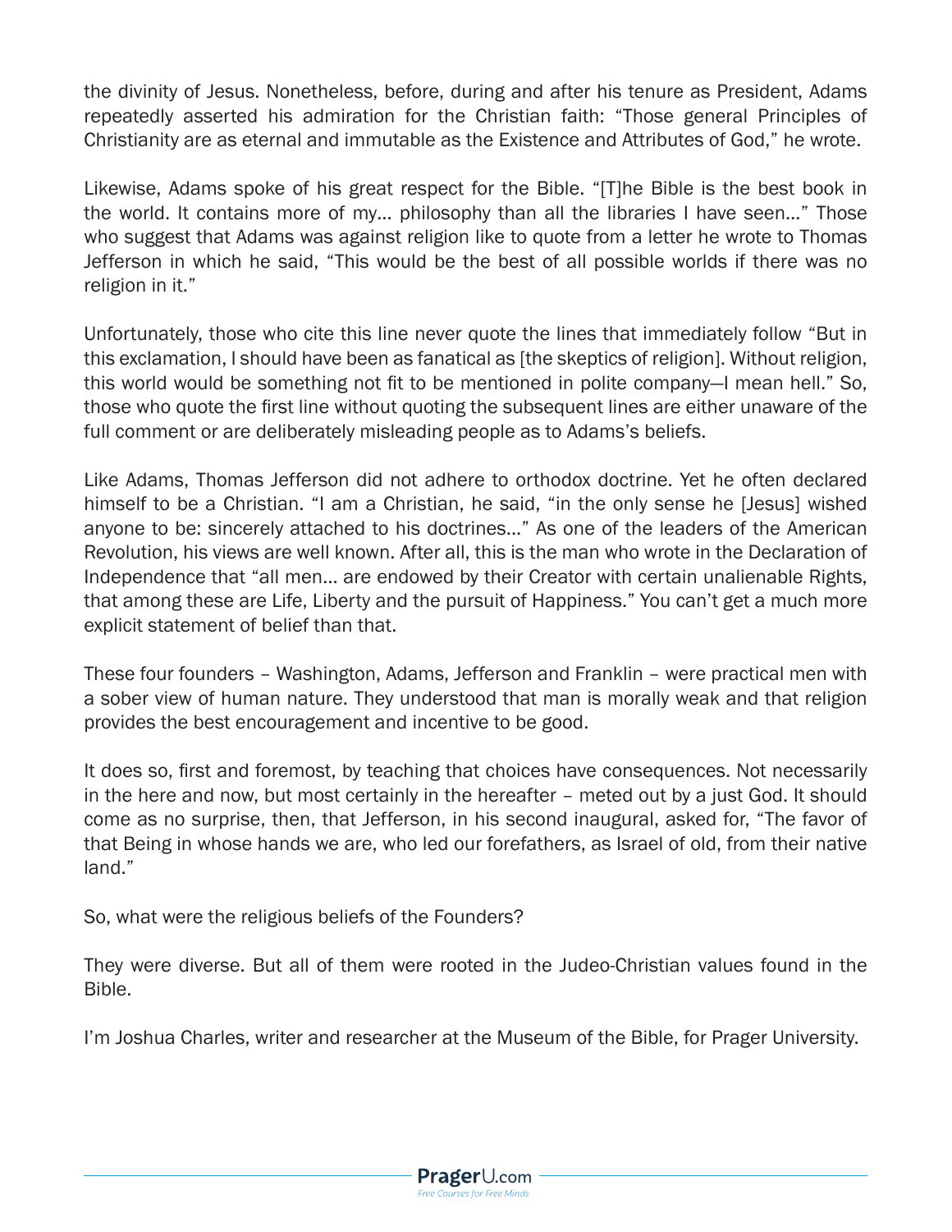the divinity of Jesus. Nonetheless, before, during and after his tenure as President, Adams repeatedly asserted his admiration for the Christian faith: "Those general Principles of Christianity are as eternal and immutable as the Existence and Attributes of God," he wrote.

Likewise, Adams spoke of his great respect for the Bible. "[T]he Bible is the best book in the world. It contains more of my... philosophy than all the libraries I have seen..." Those who suggest that Adams was against religion like to quote from a letter he wrote to Thomas Jefferson in which he said, "This would be the best of all possible worlds if there was no religion in it."

Unfortunately, those who cite this line never quote the lines that immediately follow "But in this exclamation, I should have been as fanatical as [the skeptics of religion]. Without religion, this world would be something not fit to be mentioned in polite company—I mean hell." So, those who quote the first line without quoting the subsequent lines are either unaware of the full comment or are deliberately misleading people as to Adams's beliefs.

Like Adams, Thomas Jefferson did not adhere to orthodox doctrine. Yet he often declared himself to be a Christian. "I am a Christian, he said, "in the only sense he [Jesus] wished anyone to be: sincerely attached to his doctrines..." As one of the leaders of the American Revolution, his views are well known. After all, this is the man who wrote in the Declaration of Independence that "all men... are endowed by their Creator with certain unalienable Rights, that among these are Life, Liberty and the pursuit of Happiness." You can't get a much more explicit statement of belief than that.

These four founders – Washington, Adams, Jefferson and Franklin – were practical men with a sober view of human nature. They understood that man is morally weak and that religion provides the best encouragement and incentive to be good.

It does so, first and foremost, by teaching that choices have consequences. Not necessarily in the here and now, but most certainly in the hereafter – meted out by a just God. It should come as no surprise, then, that Jefferson, in his second inaugural, asked for, "The favor of that Being in whose hands we are, who led our forefathers, as Israel of old, from their native land."

So, what were the religious beliefs of the Founders?

They were diverse. But all of them were rooted in the Judeo-Christian values found in the Bible.

I'm Joshua Charles, writer and researcher at the Museum of the Bible, for Prager University.